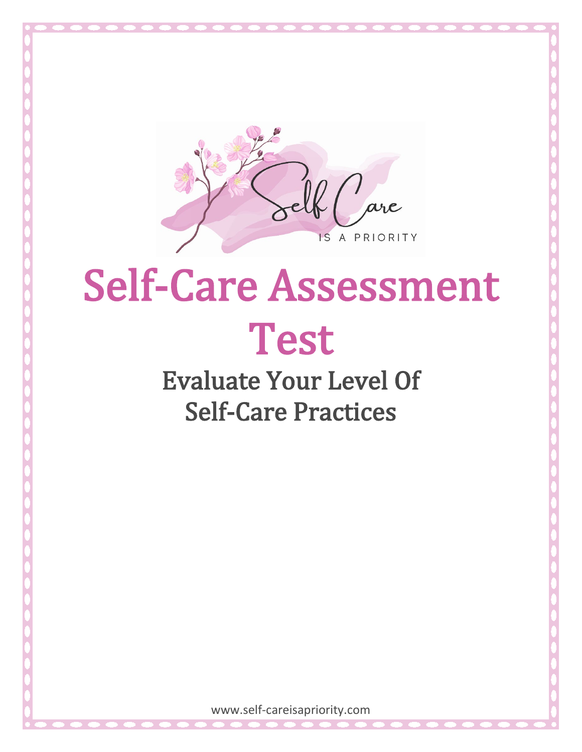Self Care

IS A PRIORITY

# Self-Care Assessment Test

## Evaluate Your Level Of Self-Care Practices

www.self-careisapriority.com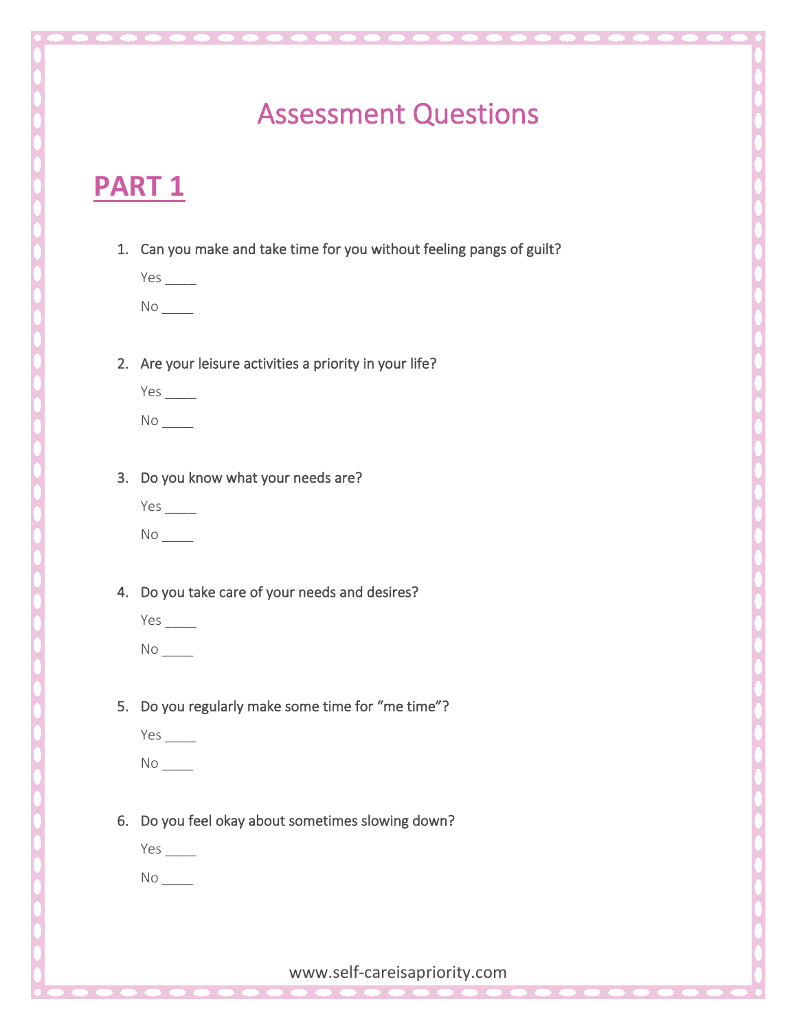# Assessment Questions

## PART 1

1. Can you make and take time for you without feeling pangs of guilt?

   Yes ____

   No ____

2. Are your leisure activities a priority in your life?

   Yes ____

   No ____

3. Do you know what your needs are?

   Yes ____

   No ____

4. Do you take care of your needs and desires?

   Yes ____

   No ____

5. Do you regularly make some time for "me time"?

   Yes ____

   No ____

6. Do you feel okay about sometimes slowing down?

   Yes ____

   No ____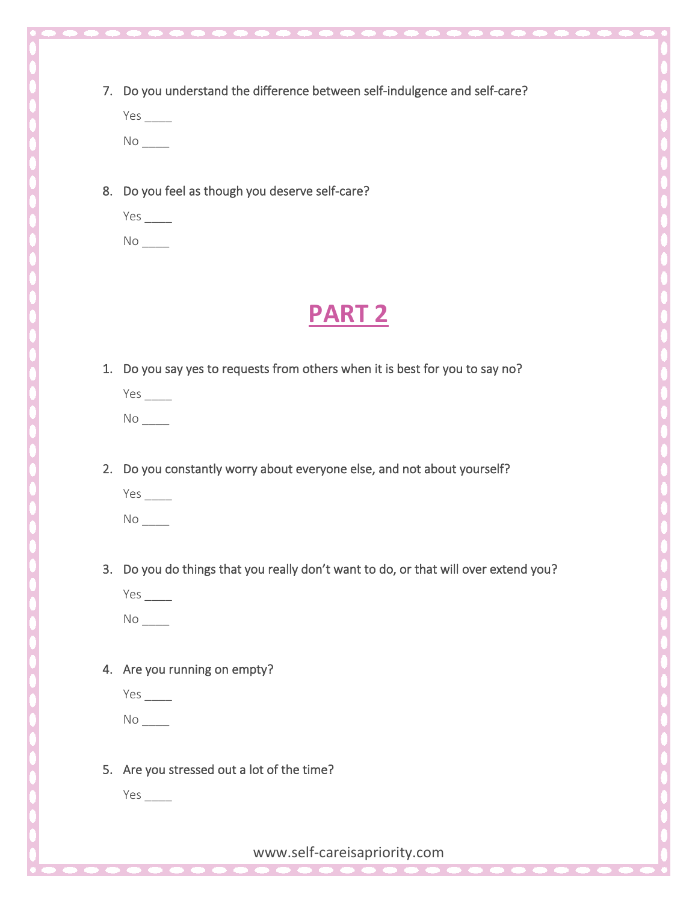7. Do you understand the difference between self-indulgence and self-care?

   Yes ____

   No ____

8. Do you feel as though you deserve self-care?

   Yes ____

   No ____

# PART 2

1. Do you say yes to requests from others when it is best for you to say no?

   Yes ____

   No ____

2. Do you constantly worry about everyone else, and not about yourself?

   Yes ____

   No ____

3. Do you do things that you really don't want to do, or that will over extend you?

   Yes ____

   No ____

4. Are you running on empty?

   Yes ____

   No ____

5. Are you stressed out a lot of the time?

   Yes ____

www.self-careisapriority.com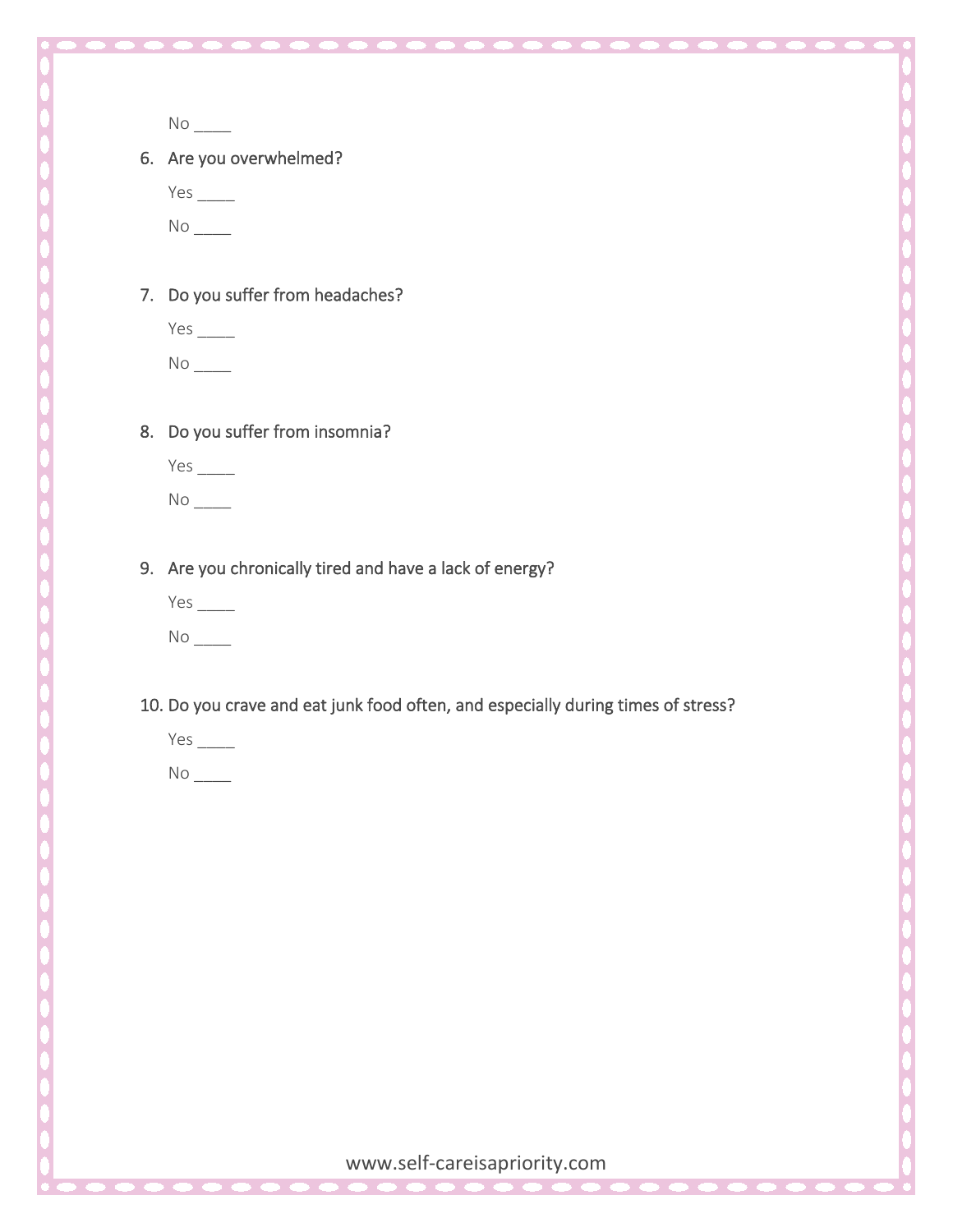No ____

6. Are you overwhelmed?

   Yes ____

   No ____

7. Do you suffer from headaches?

   Yes ____

   No ____

8. Do you suffer from insomnia?

   Yes ____

   No ____

9. Are you chronically tired and have a lack of energy?

   Yes ____

   No ____

10. Do you crave and eat junk food often, and especially during times of stress?

    Yes ____

    No ____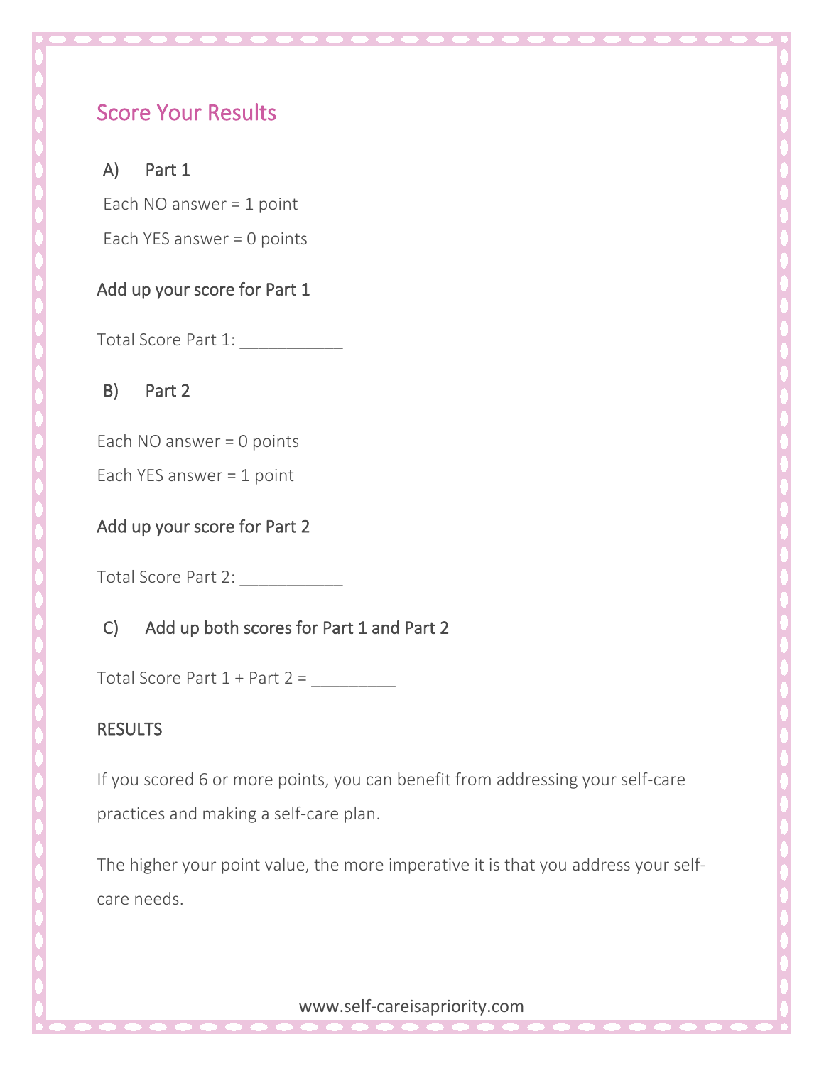## Score Your Results

### A) Part 1

Each NO answer = 1 point

Each YES answer = 0 points

Add up your score for Part 1

Total Score Part 1: ___________

### B) Part 2

Each NO answer = 0 points

Each YES answer = 1 point

Add up your score for Part 2

Total Score Part 2: ___________

### C) Add up both scores for Part 1 and Part 2

Total Score Part 1 + Part 2 = _________

RESULTS

If you scored 6 or more points, you can benefit from addressing your self-care practices and making a self-care plan.

The higher your point value, the more imperative it is that you address your self-care needs.

www.self-careisapriority.com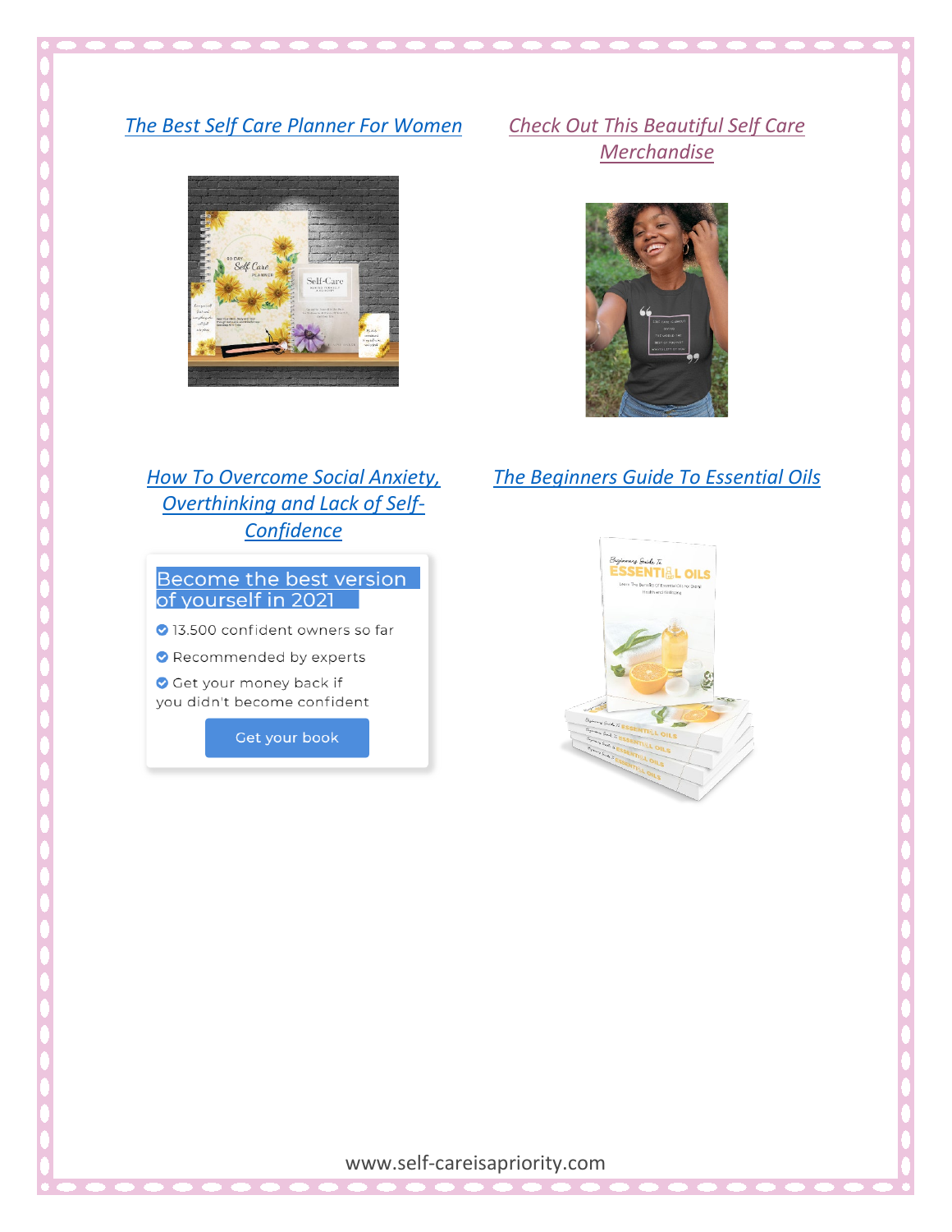[The Best Self Care Planner For Women]

[Check Out This Beautiful Self Care Merchandise]

[How To Overcome Social Anxiety, Overthinking and Lack of Self-Confidence]

Become the best version of yourself in 2021

- 13.500 confident owners so far
- Recommended by experts
- Get your money back if you didn't become confident

Get your book

[The Beginners Guide To Essential Oils]